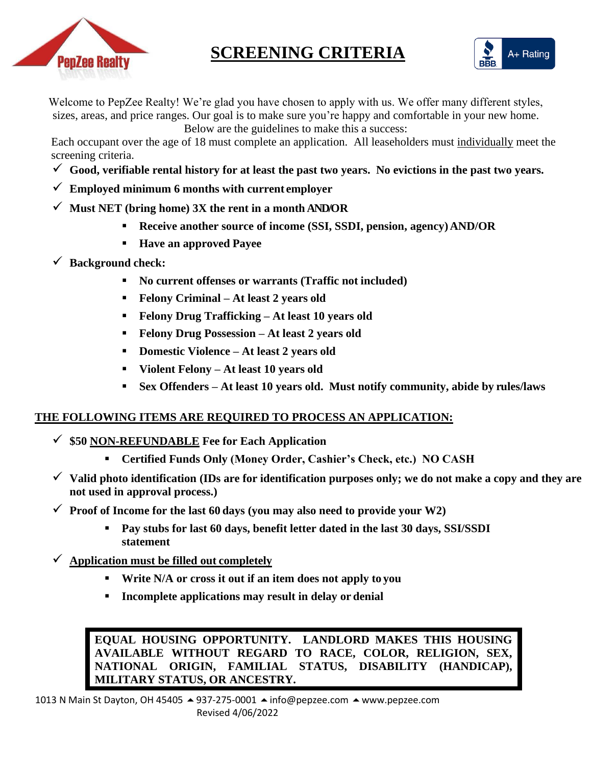# SCREENING CRITERIA

Welcome to PepZee Realty! We're glad you have chosen to apply with us. We offer many different styles, sizes, areas, and price ranges. Our goal is to make sure you're happy and comfortable in your new home. Below are the guidelines to make this a success:

Each occupant over the age of 18 must complete an application. All leaseholders must individually meet the screening criteria.

- ✓ **Good, verifiable rental history for at least the past two years. No evictions in the past two years.**
- ✓ **Employed minimum 6 months with current employer**
- ✓ **Must NET (bring home) 3X the rent in a month AND/OR**
  - **Receive another source of income (SSI, SSDI, pension, agency) AND/OR**
  - **Have an approved Payee**
- ✓ **Background check:**
  - **No current offenses or warrants (Traffic not included)**
  - **Felony Criminal – At least 2 years old**
  - **Felony Drug Trafficking – At least 10 years old**
  - **Felony Drug Possession – At least 2 years old**
  - **Domestic Violence – At least 2 years old**
  - **Violent Felony – At least 10 years old**
  - **Sex Offenders – At least 10 years old. Must notify community, abide by rules/laws**

## THE FOLLOWING ITEMS ARE REQUIRED TO PROCESS AN APPLICATION:

- ✓ **$50 NON-REFUNDABLE Fee for Each Application**
  - **Certified Funds Only (Money Order, Cashier's Check, etc.) NO CASH**
- ✓ **Valid photo identification (IDs are for identification purposes only; we do not make a copy and they are not used in approval process.)**
- ✓ **Proof of Income for the last 60 days (you may also need to provide your W2)**
  - **Pay stubs for last 60 days, benefit letter dated in the last 30 days, SSI/SSDI statement**
- ✓ **Application must be filled out completely**
  - **Write N/A or cross it out if an item does not apply to you**
  - **Incomplete applications may result in delay or denial**

**EQUAL HOUSING OPPORTUNITY. LANDLORD MAKES THIS HOUSING AVAILABLE WITHOUT REGARD TO RACE, COLOR, RELIGION, SEX, NATIONAL ORIGIN, FAMILIAL STATUS, DISABILITY (HANDICAP), MILITARY STATUS, OR ANCESTRY.**

1013 N Main St Dayton, OH 45405 ▲ 937-275-0001 ▲ info@pepzee.com ▲ www.pepzee.com
Revised 4/06/2022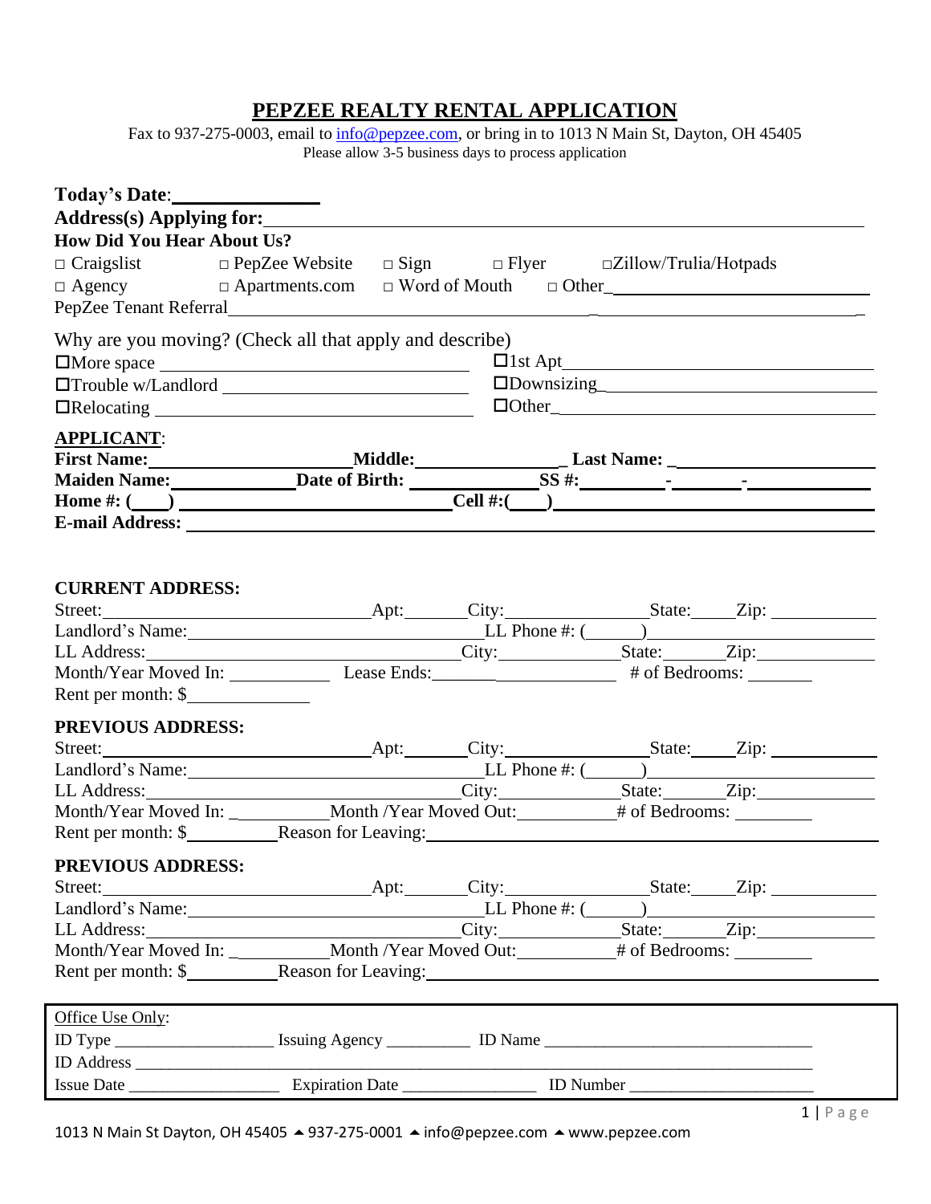# PEPZEE REALTY RENTAL APPLICATION

Fax to 937-275-0003, email to info@pepzee.com, or bring in to 1013 N Main St, Dayton, OH 45405
Please allow 3-5 business days to process application

**Today's Date**:_______________

**Address(s) Applying for:**_______________________________________________

**How Did You Hear About Us?**

□ Craigslist □ PepZee Website □ Sign □ Flyer □Zillow/Trulia/Hotpads

□ Agency □ Apartments.com □ Word of Mouth □ Other_______________

PepZee Tenant Referral_______________________________________________

Why are you moving? (Check all that apply and describe)

☐More space _______________ ☐1st Apt_______________

☐Trouble w/Landlord _______________ ☐Downsizing_______________

☐Relocating _______________ ☐Other_______________

**APPLICANT**:

**First Name:**_______________**Middle:**_______________ **Last Name:** _______________

**Maiden Name:**_______________**Date of Birth:** _______________**SS #:**________-________-________

**Home #: (____)** _______________ **Cell #:(____)**_______________

**E-mail Address:** _______________________________________________

**CURRENT ADDRESS:**

Street:_______________Apt:_______City:_______________State:_____Zip: ___________

Landlord's Name:_______________LL Phone #: (______)_______________

LL Address:_______________City:_______________State:_______Zip:_______________

Month/Year Moved In: ___________ Lease Ends:_______________ # of Bedrooms: _______

Rent per month: $_____________

**PREVIOUS ADDRESS:**

Street:_______________Apt:_______City:_______________State:_____Zip: ___________

Landlord's Name:_______________LL Phone #: (______)_______________

LL Address:_______________City:_______________State:_______Zip:_______________

Month/Year Moved In: ___________Month /Year Moved Out:___________# of Bedrooms: ________

Rent per month: $__________Reason for Leaving:_______________________________

**PREVIOUS ADDRESS:**

Street:_______________Apt:_______City:_______________State:_____Zip: ___________

Landlord's Name:_______________LL Phone #: (______)_______________

LL Address:_______________City:_______________State:_______Zip:_______________

Month/Year Moved In: ___________Month /Year Moved Out:___________# of Bedrooms: ________

Rent per month: $__________Reason for Leaving:_______________________________

---

Office Use Only:

ID Type __________________ Issuing Agency __________ ID Name ________________________________

ID Address _______________________________________________________________________

Issue Date _________________ Expiration Date ________________ ID Number _____________________

---

1013 N Main St Dayton, OH 45405 ⏶ 937-275-0001 ⏶ info@pepzee.com ⏶ www.pepzee.com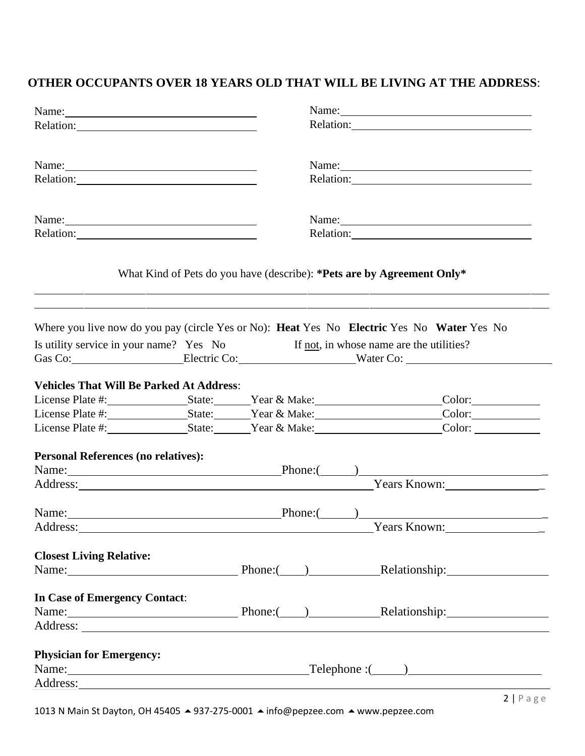## OTHER OCCUPANTS OVER 18 YEARS OLD THAT WILL BE LIVING AT THE ADDRESS:

Name:\_\_\_\_\_\_\_\_\_\_\_\_\_\_\_\_\_\_\_\_\_\_\_\_\_\_\_\_\_\_ Name:\_\_\_\_\_\_\_\_\_\_\_\_\_\_\_\_\_\_\_\_\_\_\_\_\_\_\_\_\_\_
Relation:\_\_\_\_\_\_\_\_\_\_\_\_\_\_\_\_\_\_\_\_\_\_\_\_\_\_\_\_ Relation:\_\_\_\_\_\_\_\_\_\_\_\_\_\_\_\_\_\_\_\_\_\_\_\_\_\_\_\_

Name:\_\_\_\_\_\_\_\_\_\_\_\_\_\_\_\_\_\_\_\_\_\_\_\_\_\_\_\_\_\_ Name:\_\_\_\_\_\_\_\_\_\_\_\_\_\_\_\_\_\_\_\_\_\_\_\_\_\_\_\_\_\_
Relation:\_\_\_\_\_\_\_\_\_\_\_\_\_\_\_\_\_\_\_\_\_\_\_\_\_\_\_\_ Relation:\_\_\_\_\_\_\_\_\_\_\_\_\_\_\_\_\_\_\_\_\_\_\_\_\_\_\_\_

Name:\_\_\_\_\_\_\_\_\_\_\_\_\_\_\_\_\_\_\_\_\_\_\_\_\_\_\_\_\_\_ Name:\_\_\_\_\_\_\_\_\_\_\_\_\_\_\_\_\_\_\_\_\_\_\_\_\_\_\_\_\_\_
Relation:\_\_\_\_\_\_\_\_\_\_\_\_\_\_\_\_\_\_\_\_\_\_\_\_\_\_\_\_ Relation:\_\_\_\_\_\_\_\_\_\_\_\_\_\_\_\_\_\_\_\_\_\_\_\_\_\_\_\_

What Kind of Pets do you have (describe): **\*Pets are by Agreement Only\***

\_\_\_\_\_\_\_\_\_\_\_\_\_\_\_\_\_\_\_\_\_\_\_\_\_\_\_\_\_\_\_\_\_\_\_\_\_\_\_\_\_\_\_\_\_\_\_\_\_\_\_\_\_\_\_\_\_\_\_\_\_\_\_\_\_\_\_\_\_\_\_\_\_\_\_\_
\_\_\_\_\_\_\_\_\_\_\_\_\_\_\_\_\_\_\_\_\_\_\_\_\_\_\_\_\_\_\_\_\_\_\_\_\_\_\_\_\_\_\_\_\_\_\_\_\_\_\_\_\_\_\_\_\_\_\_\_\_\_\_\_\_\_\_\_\_\_\_\_\_\_\_\_

Where you live now do you pay (circle Yes or No): **Heat** Yes No **Electric** Yes No **Water** Yes No

Is utility service in your name? Yes No If not, in whose name are the utilities?
Gas Co:\_\_\_\_\_\_\_\_\_\_\_\_\_\_\_\_ Electric Co:\_\_\_\_\_\_\_\_\_\_\_\_\_\_\_\_ Water Co: \_\_\_\_\_\_\_\_\_\_\_\_\_\_\_\_\_\_\_\_

**Vehicles That Will Be Parked At Address**:
License Plate #:\_\_\_\_\_\_\_\_\_\_\_\_ State:\_\_\_\_\_ Year & Make:\_\_\_\_\_\_\_\_\_\_\_\_\_\_\_\_\_\_\_ Color:\_\_\_\_\_\_\_\_\_\_
License Plate #:\_\_\_\_\_\_\_\_\_\_\_\_ State:\_\_\_\_\_ Year & Make:\_\_\_\_\_\_\_\_\_\_\_\_\_\_\_\_\_\_\_ Color:\_\_\_\_\_\_\_\_\_\_
License Plate #:\_\_\_\_\_\_\_\_\_\_\_\_ State:\_\_\_\_\_ Year & Make:\_\_\_\_\_\_\_\_\_\_\_\_\_\_\_\_\_\_\_ Color: \_\_\_\_\_\_\_\_\_\_

**Personal References (no relatives):**
Name:\_\_\_\_\_\_\_\_\_\_\_\_\_\_\_\_\_\_\_\_\_\_\_\_\_\_\_\_\_\_ Phone:(\_\_\_\_\_)\_\_\_\_\_\_\_\_\_\_\_\_\_\_\_\_\_\_\_\_\_\_\_\_\_
Address:\_\_\_\_\_\_\_\_\_\_\_\_\_\_\_\_\_\_\_\_\_\_\_\_\_\_\_\_\_\_\_\_\_\_\_\_\_\_\_\_\_\_\_\_ Years Known:\_\_\_\_\_\_\_\_\_\_\_\_\_\_

Name:\_\_\_\_\_\_\_\_\_\_\_\_\_\_\_\_\_\_\_\_\_\_\_\_\_\_\_\_\_\_ Phone:(\_\_\_\_\_)\_\_\_\_\_\_\_\_\_\_\_\_\_\_\_\_\_\_\_\_\_\_\_\_\_
Address:\_\_\_\_\_\_\_\_\_\_\_\_\_\_\_\_\_\_\_\_\_\_\_\_\_\_\_\_\_\_\_\_\_\_\_\_\_\_\_\_\_\_\_\_ Years Known:\_\_\_\_\_\_\_\_\_\_\_\_\_\_

**Closest Living Relative:**
Name:\_\_\_\_\_\_\_\_\_\_\_\_\_\_\_\_\_\_\_\_\_\_\_\_ Phone:(\_\_\_\_)\_\_\_\_\_\_\_\_\_\_ Relationship:\_\_\_\_\_\_\_\_\_\_\_\_\_\_

**In Case of Emergency Contact**:
Name:\_\_\_\_\_\_\_\_\_\_\_\_\_\_\_\_\_\_\_\_\_\_\_\_ Phone:(\_\_\_\_)\_\_\_\_\_\_\_\_\_\_ Relationship:\_\_\_\_\_\_\_\_\_\_\_\_\_\_
Address: \_\_\_\_\_\_\_\_\_\_\_\_\_\_\_\_\_\_\_\_\_\_\_\_\_\_\_\_\_\_\_\_\_\_\_\_\_\_\_\_\_\_\_\_\_\_\_\_\_\_\_\_\_\_\_\_\_\_\_\_\_\_\_\_

**Physician for Emergency:**
Name:\_\_\_\_\_\_\_\_\_\_\_\_\_\_\_\_\_\_\_\_\_\_\_\_\_\_\_\_\_\_\_\_\_\_ Telephone :(\_\_\_\_\_)\_\_\_\_\_\_\_\_\_\_\_\_\_\_\_\_\_\_\_\_
Address:\_\_\_\_\_\_\_\_\_\_\_\_\_\_\_\_\_\_\_\_\_\_\_\_\_\_\_\_\_\_\_\_\_\_\_\_\_\_\_\_\_\_\_\_\_\_\_\_\_\_\_\_\_\_\_\_\_\_\_\_\_\_\_\_\_

1013 N Main St Dayton, OH 45405 ⏶ 937-275-0001 ⏶ info@pepzee.com ⏶ www.pepzee.com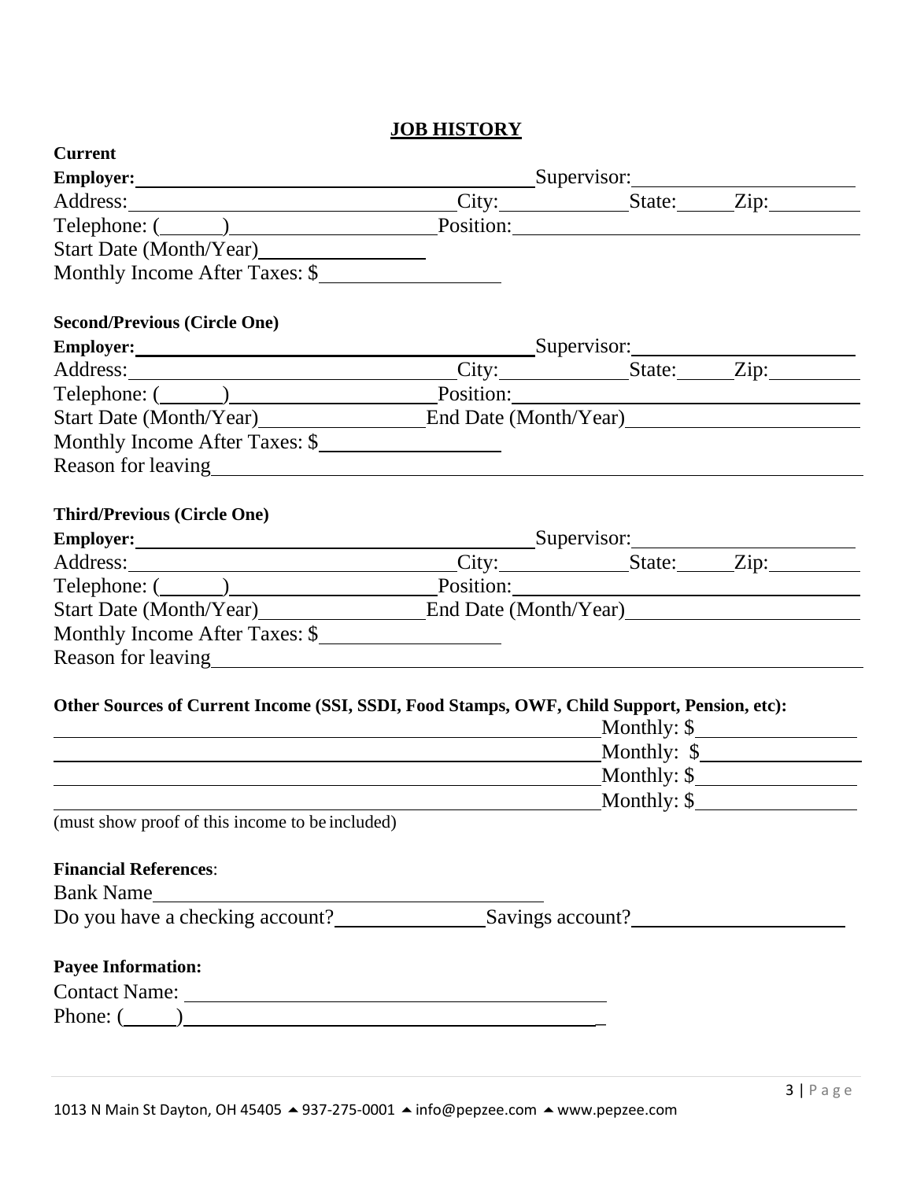# JOB HISTORY

**Current**

**Employer:** ______________________________ Supervisor: ____________________

Address: ______________________________ City: ____________ State: _____ Zip: _________

Telephone: (______) ____________________ Position: ______________________________

Start Date (Month/Year) ________________

Monthly Income After Taxes: $ ________________

**Second/Previous (Circle One)**

**Employer:** ______________________________ Supervisor: ____________________

Address: ______________________________ City: ____________ State: _____ Zip: _________

Telephone: (______) ____________________ Position: ______________________________

Start Date (Month/Year) ________________ End Date (Month/Year) ____________________

Monthly Income After Taxes: $ ________________

Reason for leaving ____________________________________________________________

**Third/Previous (Circle One)**

**Employer:** ______________________________ Supervisor: ____________________

Address: ______________________________ City: ____________ State: _____ Zip: _________

Telephone: (______) ____________________ Position: ______________________________

Start Date (Month/Year) ________________ End Date (Month/Year) ____________________

Monthly Income After Taxes: $ ________________

Reason for leaving ____________________________________________________________

**Other Sources of Current Income (SSI, SSDI, Food Stamps, OWF, Child Support, Pension, etc):**

______________________________________________ Monthly: $ ________________

______________________________________________ Monthly: $ ________________

______________________________________________ Monthly: $ ________________

______________________________________________ Monthly: $ ________________

(must show proof of this income to be included)

**Financial References**:

Bank Name ______________________________________

Do you have a checking account? ______________ Savings account? ____________________

**Payee Information:**

Contact Name: ______________________________________

Phone: (_____) ______________________________________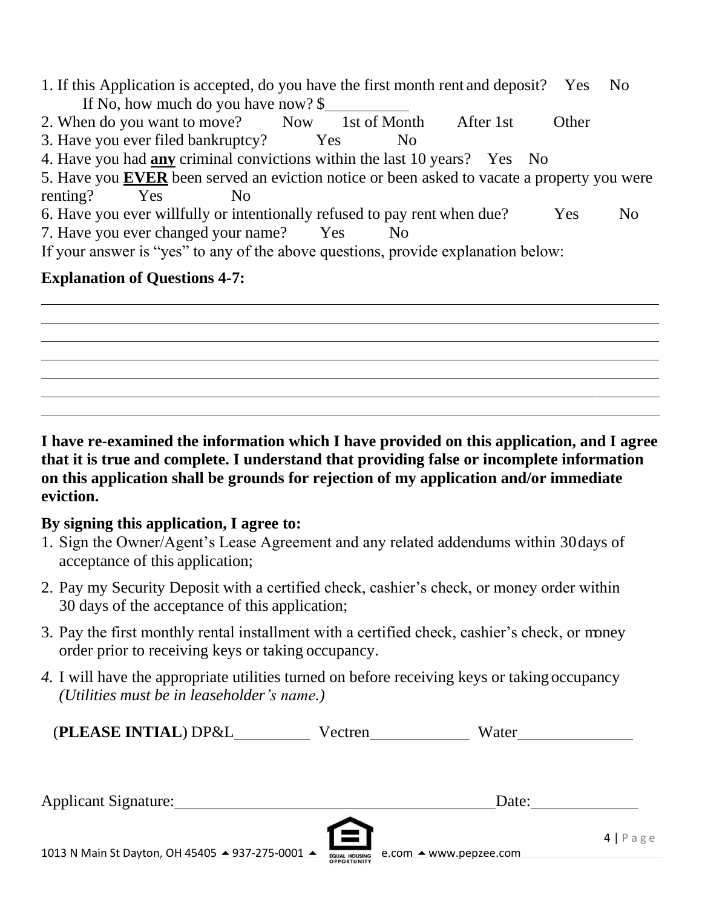1. If this Application is accepted, do you have the first month rent and deposit? Yes No
   If No, how much do you have now? $__________
2. When do you want to move? Now 1st of Month After 1st Other
3. Have you ever filed bankruptcy? Yes No
4. Have you had **<u>any</u>** criminal convictions within the last 10 years? Yes No
5. Have you **<u>EVER</u>** been served an eviction notice or been asked to vacate a property you were renting? Yes No
6. Have you ever willfully or intentionally refused to pay rent when due? Yes No
7. Have you ever changed your name? Yes No

If your answer is "yes" to any of the above questions, provide explanation below:

**Explanation of Questions 4-7:**

_______________________________________________________________________________

_______________________________________________________________________________

_______________________________________________________________________________

_______________________________________________________________________________

_______________________________________________________________________________

_______________________________________________________________________________

_______________________________________________________________________________

**I have re-examined the information which I have provided on this application, and I agree that it is true and complete. I understand that providing false or incomplete information on this application shall be grounds for rejection of my application and/or immediate eviction.**

**By signing this application, I agree to:**

1. Sign the Owner/Agent's Lease Agreement and any related addendums within 30 days of acceptance of this application;
2. Pay my Security Deposit with a certified check, cashier's check, or money order within 30 days of the acceptance of this application;
3. Pay the first monthly rental installment with a certified check, cashier's check, or money order prior to receiving keys or taking occupancy.
4. I will have the appropriate utilities turned on before receiving keys or taking occupancy *(Utilities must be in leaseholder's name.)*

(**PLEASE INTIAL**) DP&L__________ Vectren____________ Water______________

Applicant Signature:________________________________________ Date:_____________

1013 N Main St Dayton, OH 45405 ▲ 937-275-0001 ▲ EQUAL HOUSING OPPORTUNITY e.com ▲ www.pepzee.com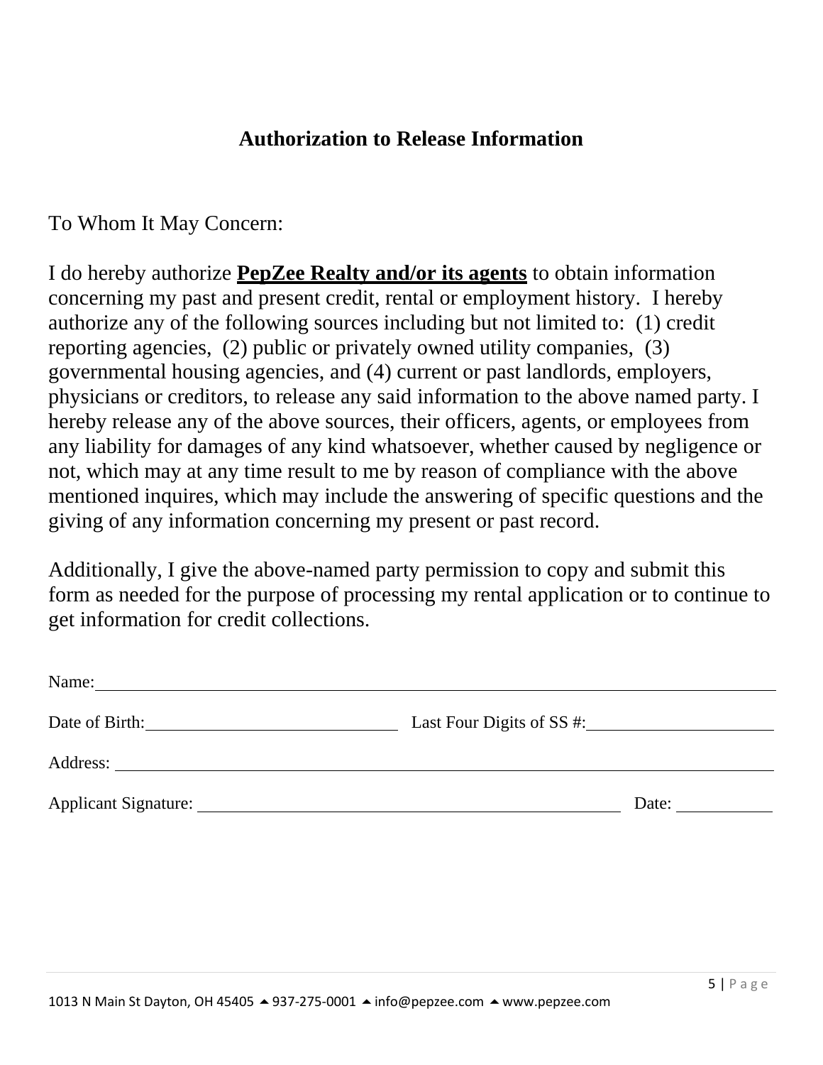# Authorization to Release Information

To Whom It May Concern:

I do hereby authorize **PepZee Realty and/or its agents** to obtain information concerning my past and present credit, rental or employment history. I hereby authorize any of the following sources including but not limited to: (1) credit reporting agencies, (2) public or privately owned utility companies, (3) governmental housing agencies, and (4) current or past landlords, employers, physicians or creditors, to release any said information to the above named party. I hereby release any of the above sources, their officers, agents, or employees from any liability for damages of any kind whatsoever, whether caused by negligence or not, which may at any time result to me by reason of compliance with the above mentioned inquires, which may include the answering of specific questions and the giving of any information concerning my present or past record.

Additionally, I give the above-named party permission to copy and submit this form as needed for the purpose of processing my rental application or to continue to get information for credit collections.

Name: ________________________________________________

Date of Birth: ____________________ Last Four Digits of SS #: ____________________

Address: ________________________________________________

Applicant Signature: ____________________________________ Date: __________

1013 N Main St Dayton, OH 45405 ⏶ 937-275-0001 ⏶ info@pepzee.com ⏶ www.pepzee.com